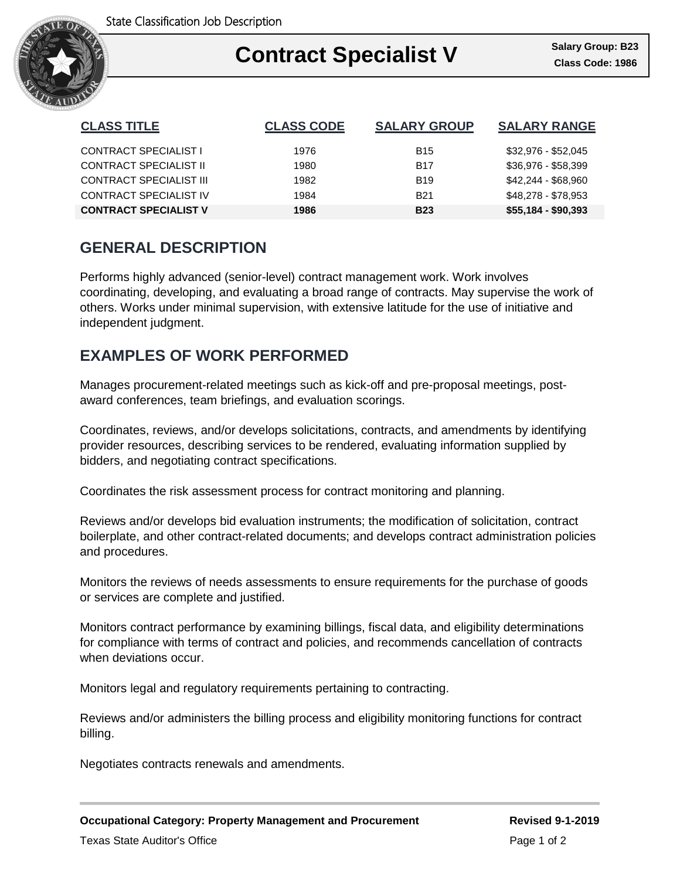State Classification Job Description

# Contract Specialist V

**Salary Group: B23**
**Class Code: 1986**

| CLASS TITLE | CLASS CODE | SALARY GROUP | SALARY RANGE |
|---|---|---|---|
| CONTRACT SPECIALIST I | 1976 | B15 | $32,976 - $52,045 |
| CONTRACT SPECIALIST II | 1980 | B17 | $36,976 - $58,399 |
| CONTRACT SPECIALIST III | 1982 | B19 | $42,244 - $68,960 |
| CONTRACT SPECIALIST IV | 1984 | B21 | $48,278 - $78,953 |
| **CONTRACT SPECIALIST V** | **1986** | **B23** | **$55,184 - $90,393** |

## GENERAL DESCRIPTION

Performs highly advanced (senior-level) contract management work. Work involves coordinating, developing, and evaluating a broad range of contracts. May supervise the work of others. Works under minimal supervision, with extensive latitude for the use of initiative and independent judgment.

## EXAMPLES OF WORK PERFORMED

Manages procurement-related meetings such as kick-off and pre-proposal meetings, post-award conferences, team briefings, and evaluation scorings.

Coordinates, reviews, and/or develops solicitations, contracts, and amendments by identifying provider resources, describing services to be rendered, evaluating information supplied by bidders, and negotiating contract specifications.

Coordinates the risk assessment process for contract monitoring and planning.

Reviews and/or develops bid evaluation instruments; the modification of solicitation, contract boilerplate, and other contract-related documents; and develops contract administration policies and procedures.

Monitors the reviews of needs assessments to ensure requirements for the purchase of goods or services are complete and justified.

Monitors contract performance by examining billings, fiscal data, and eligibility determinations for compliance with terms of contract and policies, and recommends cancellation of contracts when deviations occur.

Monitors legal and regulatory requirements pertaining to contracting.

Reviews and/or administers the billing process and eligibility monitoring functions for contract billing.

Negotiates contracts renewals and amendments.

**Occupational Category: Property Management and Procurement** **Revised 9-1-2019**

Texas State Auditor's Office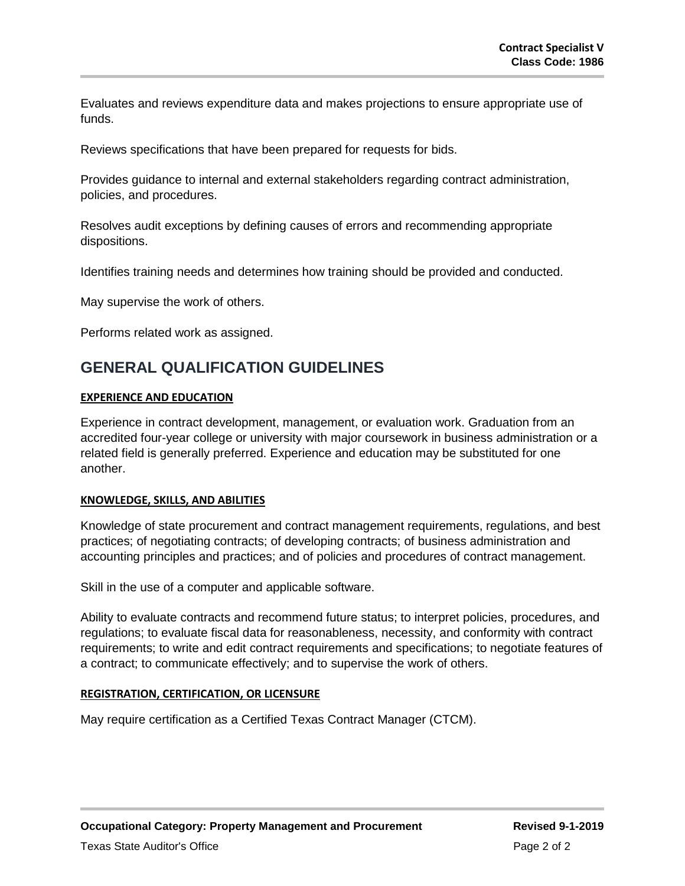Evaluates and reviews expenditure data and makes projections to ensure appropriate use of funds.

Reviews specifications that have been prepared for requests for bids.

Provides guidance to internal and external stakeholders regarding contract administration, policies, and procedures.

Resolves audit exceptions by defining causes of errors and recommending appropriate dispositions.

Identifies training needs and determines how training should be provided and conducted.

May supervise the work of others.

Performs related work as assigned.

## GENERAL QUALIFICATION GUIDELINES

### EXPERIENCE AND EDUCATION

Experience in contract development, management, or evaluation work. Graduation from an accredited four-year college or university with major coursework in business administration or a related field is generally preferred. Experience and education may be substituted for one another.

### KNOWLEDGE, SKILLS, AND ABILITIES

Knowledge of state procurement and contract management requirements, regulations, and best practices; of negotiating contracts; of developing contracts; of business administration and accounting principles and practices; and of policies and procedures of contract management.

Skill in the use of a computer and applicable software.

Ability to evaluate contracts and recommend future status; to interpret policies, procedures, and regulations; to evaluate fiscal data for reasonableness, necessity, and conformity with contract requirements; to write and edit contract requirements and specifications; to negotiate features of a contract; to communicate effectively; and to supervise the work of others.

### REGISTRATION, CERTIFICATION, OR LICENSURE

May require certification as a Certified Texas Contract Manager (CTCM).